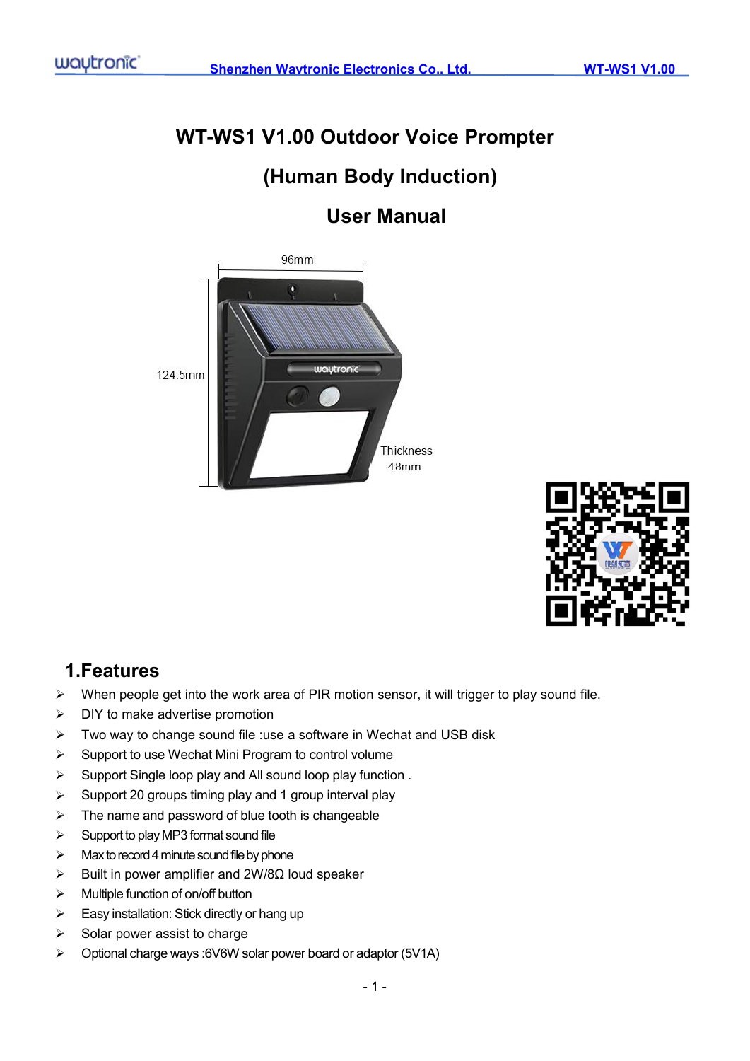# WT-WS1 V1.00 Outdoor Voice Prompter

# (Human Body Induction)

# User Manual

## 1.Features

- When people get into the work area of PIR motion sensor, it will trigger to play sound file.
- DIY to make advertise promotion
- Two way to change sound file :use a software in Wechat and USB disk
- Support to use Wechat Mini Program to control volume
- Support Single loop play and All sound loop play function .
- Support 20 groups timing play and 1 group interval play
- The name and password of blue tooth is changeable
- Support to play MP3 format sound file
- Max to record 4 minute sound file by phone
- Built in power amplifier and 2W/8Ω loud speaker
- Multiple function of on/off button
- Easy installation: Stick directly or hang up
- Solar power assist to charge
- Optional charge ways :6V6W solar power board or adaptor (5V1A)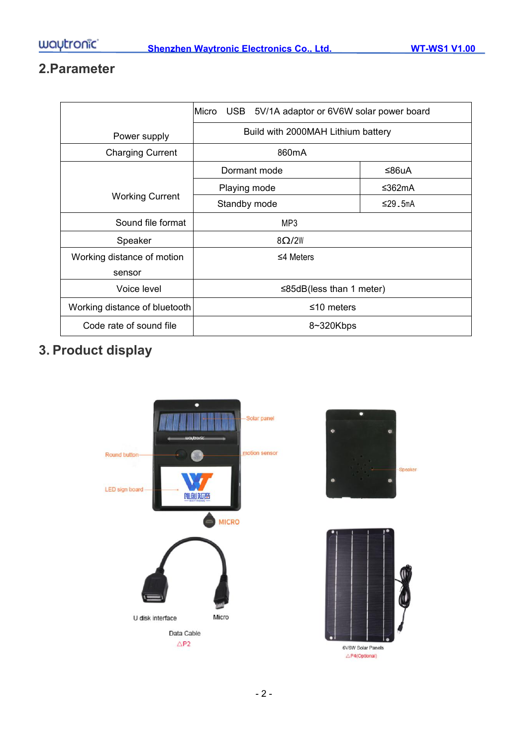## 2.Parameter

| | | |
|---|---|---|
| Power supply | Micro USB 5V/1A adaptor or 6V6W solar power board | |
| | Build with 2000MAH Lithium battery | |
| Charging Current | 860mA | |
| Working Current | Dormant mode | ≤86uA |
| | Playing mode | ≤362mA |
| | Standby mode | ≤29.5mA |
| Sound file format | MP3 | |
| Speaker | 8Ω/2W | |
| Working distance of motion sensor | ≤4 Meters | |
| Voice level | ≤85dB(less than 1 meter) | |
| Working distance of bluetooth | ≤10 meters | |
| Code rate of sound file | 8~320Kbps | |

## 3. Product display

Solar panel

Round button

motion sensor

LED sign board

MICRO

Speaker

U disk interface

Micro

Data Cable

△P2

6V6W Solar Panels

△P4(Optional)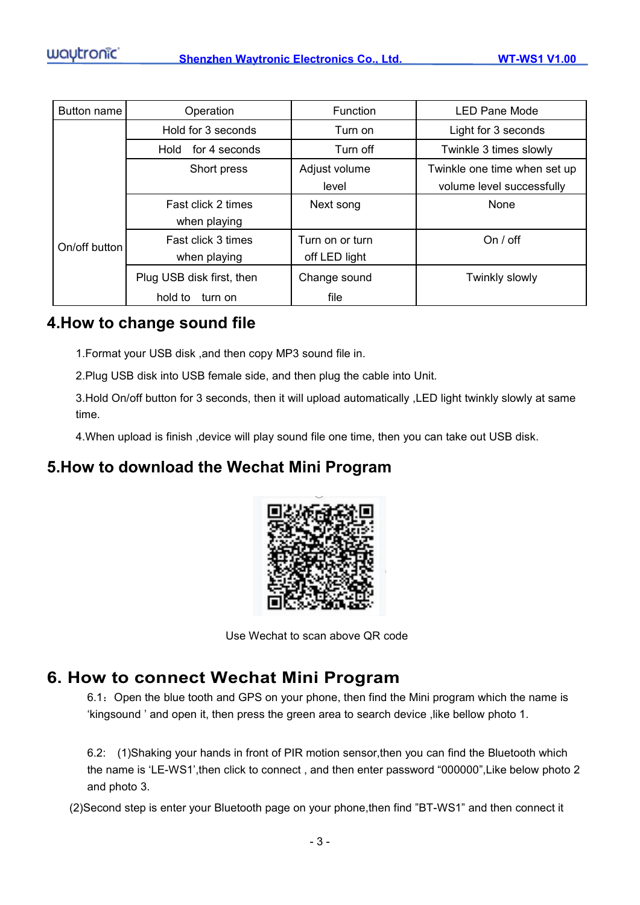| Button name | Operation | Function | LED Pane Mode |
|---|---|---|---|
| On/off button | Hold for 3 seconds | Turn on | Light for 3 seconds |
| | Hold for 4 seconds | Turn off | Twinkle 3 times slowly |
| | Short press | Adjust volume level | Twinkle one time when set up volume level successfully |
| | Fast click 2 times when playing | Next song | None |
| | Fast click 3 times when playing | Turn on or turn off LED light | On / off |
| | Plug USB disk first, then hold to turn on | Change sound file | Twinkly slowly |

## 4.How to change sound file

1.Format your USB disk ,and then copy MP3 sound file in.

2.Plug USB disk into USB female side, and then plug the cable into Unit.

3.Hold On/off button for 3 seconds, then it will upload automatically ,LED light twinkly slowly at same time.

4.When upload is finish ,device will play sound file one time, then you can take out USB disk.

## 5.How to download the Wechat Mini Program

Use Wechat to scan above QR code

## 6. How to connect Wechat Mini Program

6.1：Open the blue tooth and GPS on your phone, then find the Mini program which the name is ‘kingsound ’ and open it, then press the green area to search device ,like bellow photo 1.

6.2: (1)Shaking your hands in front of PIR motion sensor,then you can find the Bluetooth which the name is ‘LE-WS1’,then click to connect , and then enter password “000000”,Like below photo 2 and photo 3.

(2)Second step is enter your Bluetooth page on your phone,then find ”BT-WS1” and then connect it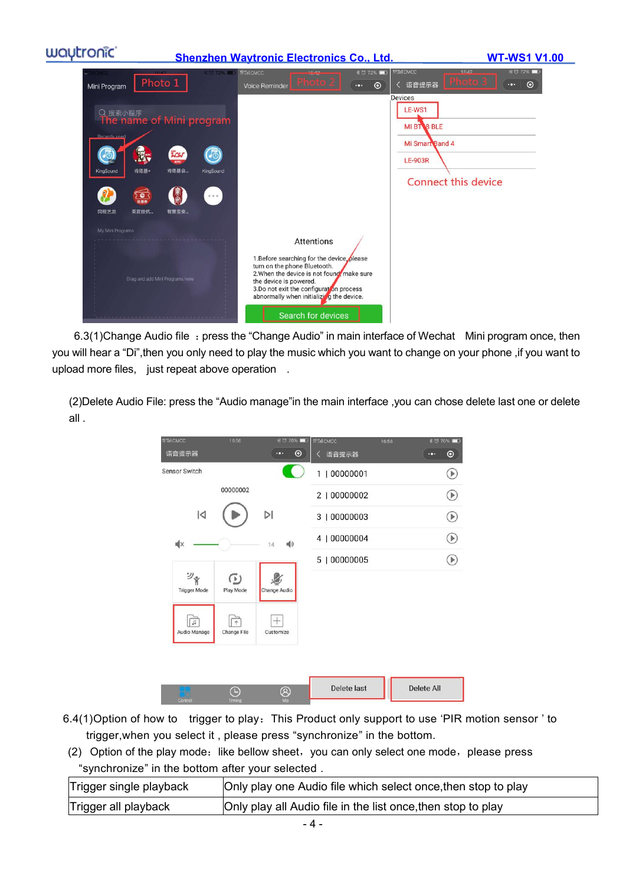6.3(1)Change Audio file ：press the “Change Audio” in main interface of Wechat Mini program once, then you will hear a “Di”,then you only need to play the music which you want to change on your phone ,if you want to upload more files, just repeat above operation .

(2)Delete Audio File: press the “Audio manage”in the main interface ,you can chose delete last one or delete all .

6.4(1)Option of how to trigger to play：This Product only support to use ‘PIR motion sensor ’ to trigger,when you select it , please press “synchronize” in the bottom.

(2) Option of the play mode：like bellow sheet，you can only select one mode，please press “synchronize” in the bottom after your selected .

| Trigger single playback | Only play one Audio file which select once,then stop to play |
|---|---|
| Trigger all playback | Only play all Audio file in the list once,then stop to play |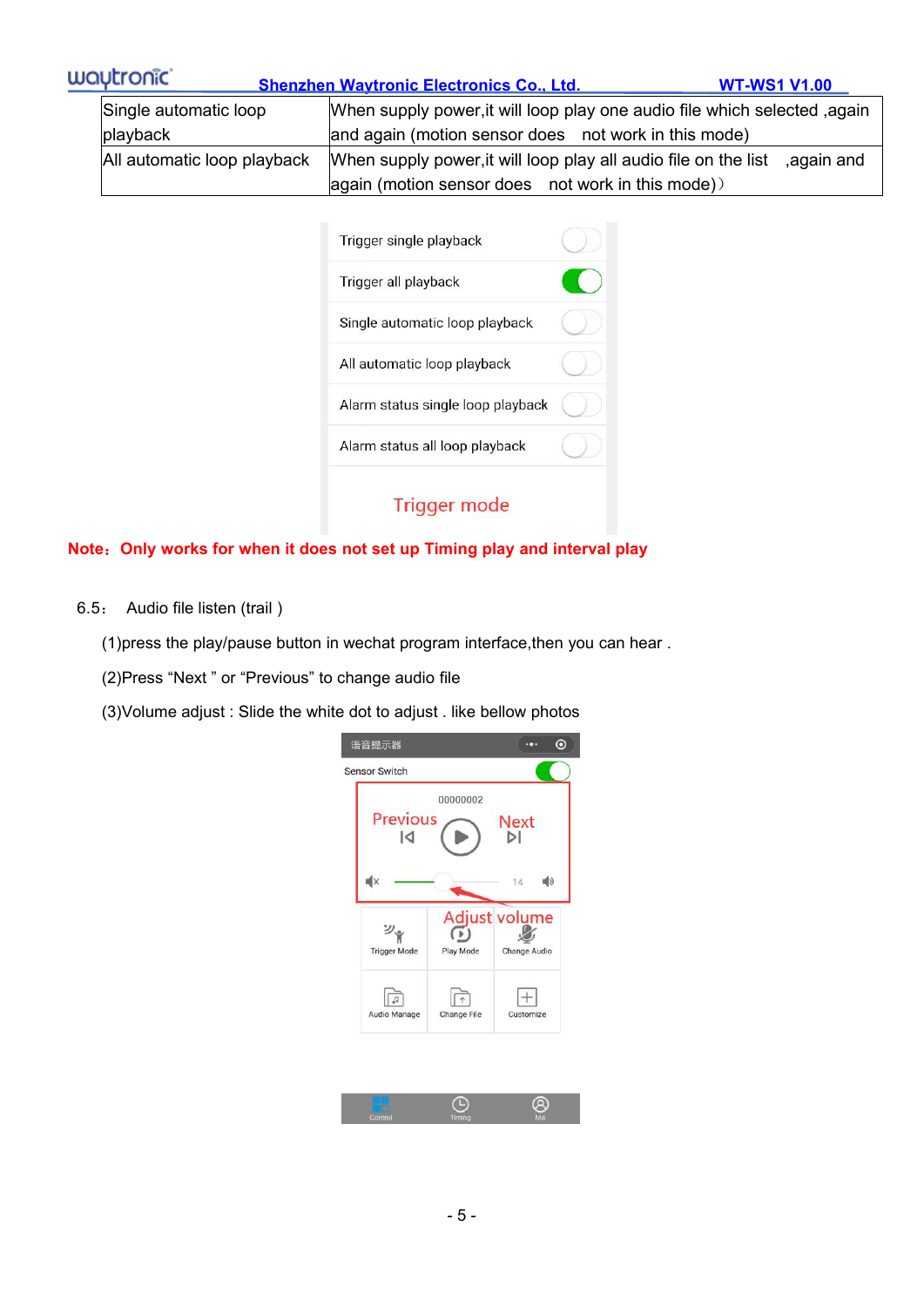| Single automatic loop playback | When supply power,it will loop play one audio file which selected ,again and again (motion sensor does not work in this mode) |
|---|---|
| All automatic loop playback | When supply power,it will loop play all audio file on the list ,again and again (motion sensor does not work in this mode)） |

**Note：Only works for when it does not set up Timing play and interval play**

6.5： Audio file listen (trail )

(1)press the play/pause button in wechat program interface,then you can hear .

(2)Press “Next ” or “Previous” to change audio file

(3)Volume adjust : Slide the white dot to adjust . like bellow photos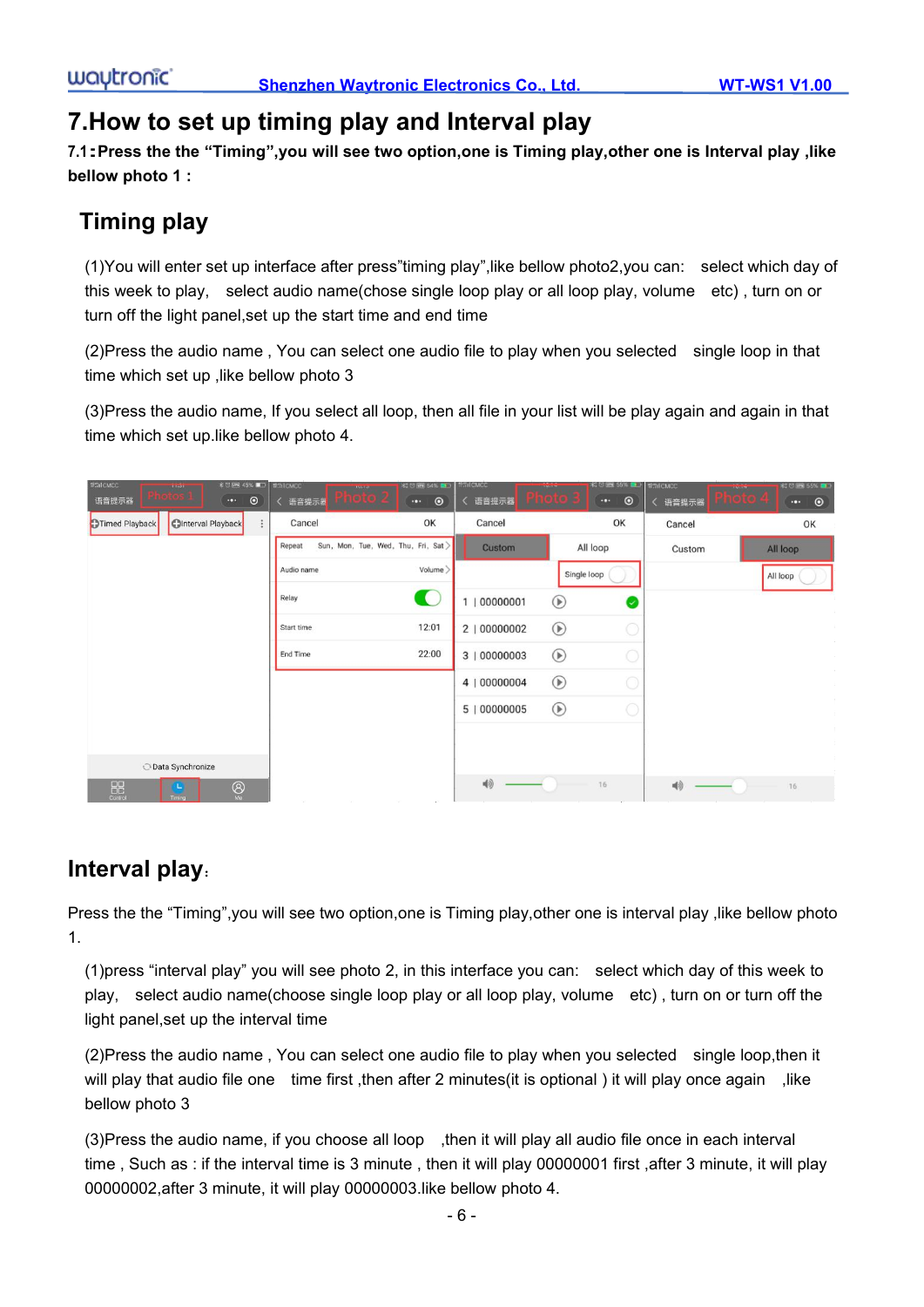# 7.How to set up timing play and Interval play

**7.1：Press the the "Timing",you will see two option,one is Timing play,other one is Interval play ,like bellow photo 1 :**

## Timing play

(1)You will enter set up interface after press"timing play",like bellow photo2,you can: select which day of this week to play, select audio name(chose single loop play or all loop play, volume etc) , turn on or turn off the light panel,set up the start time and end time

(2)Press the audio name , You can select one audio file to play when you selected single loop in that time which set up ,like bellow photo 3

(3)Press the audio name, If you select all loop, then all file in your list will be play again and again in that time which set up.like bellow photo 4.

## Interval play：

Press the the "Timing",you will see two option,one is Timing play,other one is interval play ,like bellow photo 1.

(1)press "interval play" you will see photo 2, in this interface you can: select which day of this week to play, select audio name(choose single loop play or all loop play, volume etc) , turn on or turn off the light panel,set up the interval time

(2)Press the audio name , You can select one audio file to play when you selected single loop,then it will play that audio file one time first ,then after 2 minutes(it is optional ) it will play once again ,like bellow photo 3

(3)Press the audio name, if you choose all loop ,then it will play all audio file once in each interval time , Such as : if the interval time is 3 minute , then it will play 00000001 first ,after 3 minute, it will play 00000002,after 3 minute, it will play 00000003.like bellow photo 4.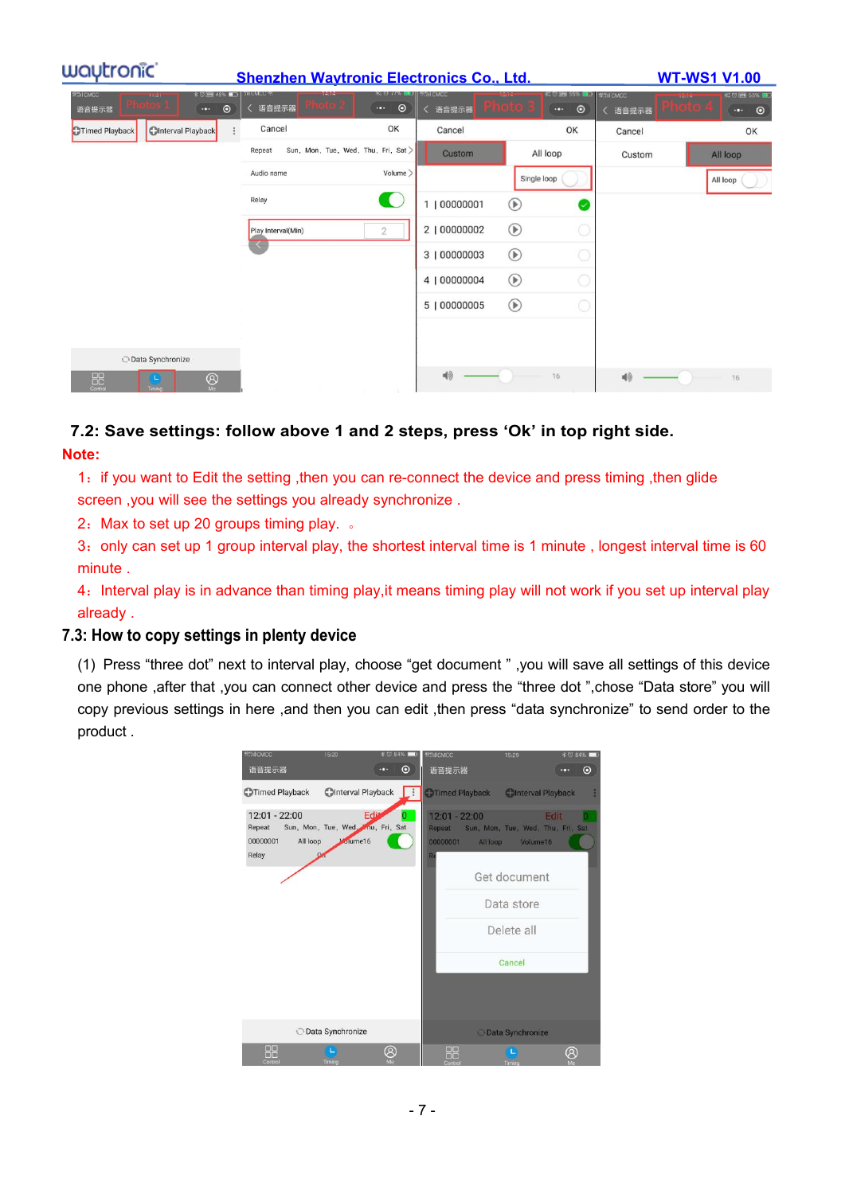**7.2: Save settings: follow above 1 and 2 steps, press ‘Ok’ in top right side.**

**Note:**

1：if you want to Edit the setting ,then you can re-connect the device and press timing ,then glide screen ,you will see the settings you already synchronize .

2：Max to set up 20 groups timing play. 。

3：only can set up 1 group interval play, the shortest interval time is 1 minute , longest interval time is 60 minute .

4：Interval play is in advance than timing play,it means timing play will not work if you set up interval play already .

## 7.3: How to copy settings in plenty device

(1) Press “three dot” next to interval play, choose “get document ” ,you will save all settings of this device one phone ,after that ,you can connect other device and press the “three dot ”,chose “Data store” you will copy previous settings in here ,and then you can edit ,then press “data synchronize” to send order to the product .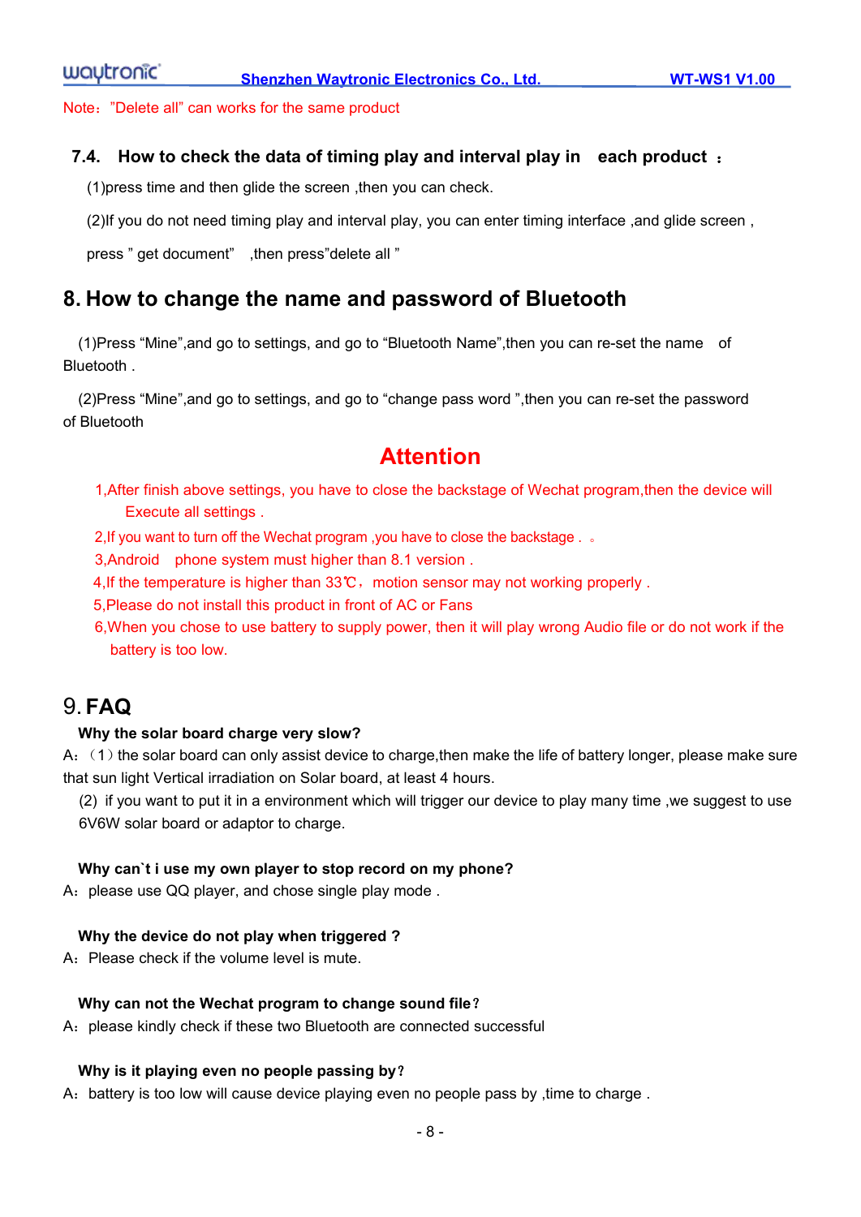Note："Delete all" can works for the same product

### 7.4. How to check the data of timing play and interval play in each product ：

(1)press time and then glide the screen ,then you can check.

(2)If you do not need timing play and interval play, you can enter timing interface ,and glide screen , press " get document" ,then press"delete all "

## 8. How to change the name and password of Bluetooth

(1)Press "Mine",and go to settings, and go to "Bluetooth Name",then you can re-set the name of Bluetooth .

(2)Press "Mine",and go to settings, and go to "change pass word ",then you can re-set the password of Bluetooth

## Attention

1,After finish above settings, you have to close the backstage of Wechat program,then the device will Execute all settings .

2,If you want to turn off the Wechat program ,you have to close the backstage . 。

3,Android phone system must higher than 8.1 version .

4,If the temperature is higher than 33℃，motion sensor may not working properly .

5,Please do not install this product in front of AC or Fans

6,When you chose to use battery to supply power, then it will play wrong Audio file or do not work if the battery is too low.

## 9. FAQ

**Why the solar board charge very slow?**

A：（1）the solar board can only assist device to charge,then make the life of battery longer, please make sure that sun light Vertical irradiation on Solar board, at least 4 hours.

(2) if you want to put it in a environment which will trigger our device to play many time ,we suggest to use 6V6W solar board or adaptor to charge.

**Why can`t i use my own player to stop record on my phone?**

A：please use QQ player, and chose single play mode .

**Why the device do not play when triggered ?**

A：Please check if the volume level is mute.

**Why can not the Wechat program to change sound file？**

A：please kindly check if these two Bluetooth are connected successful

**Why is it playing even no people passing by？**

A：battery is too low will cause device playing even no people pass by ,time to charge .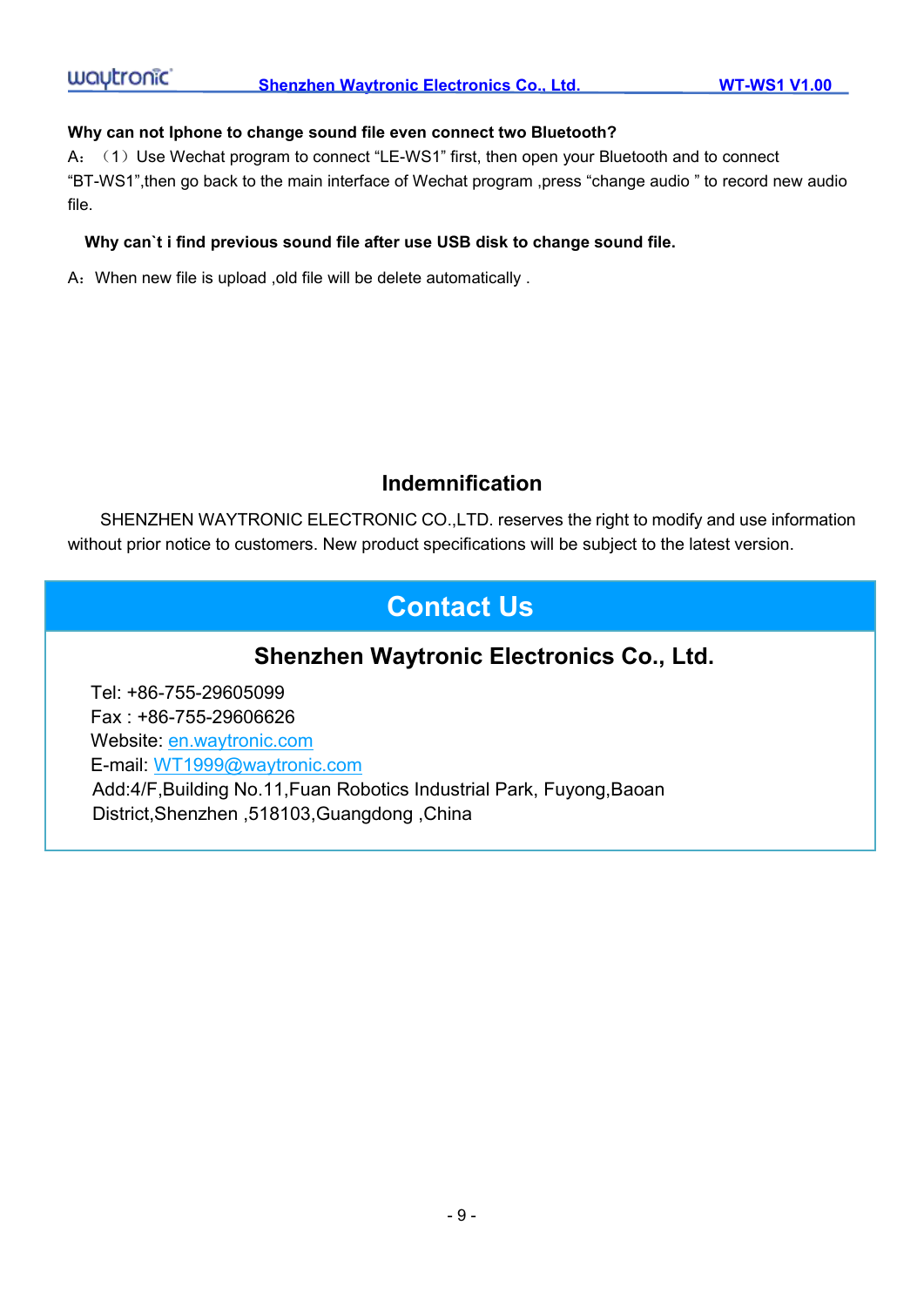**Why can not Iphone to change sound file even connect two Bluetooth?**

A：（1）Use Wechat program to connect “LE-WS1” first, then open your Bluetooth and to connect “BT-WS1”,then go back to the main interface of Wechat program ,press “change audio ” to record new audio file.

**Why can`t i find previous sound file after use USB disk to change sound file.**

A：When new file is upload ,old file will be delete automatically .

## Indemnification

SHENZHEN WAYTRONIC ELECTRONIC CO.,LTD. reserves the right to modify and use information without prior notice to customers. New product specifications will be subject to the latest version.

## Contact Us

### Shenzhen Waytronic Electronics Co., Ltd.

Tel: +86-755-29605099
Fax : +86-755-29606626
Website: en.waytronic.com
E-mail: WT1999@waytronic.com
Add:4/F,Building No.11,Fuan Robotics Industrial Park, Fuyong,Baoan District,Shenzhen ,518103,Guangdong ,China